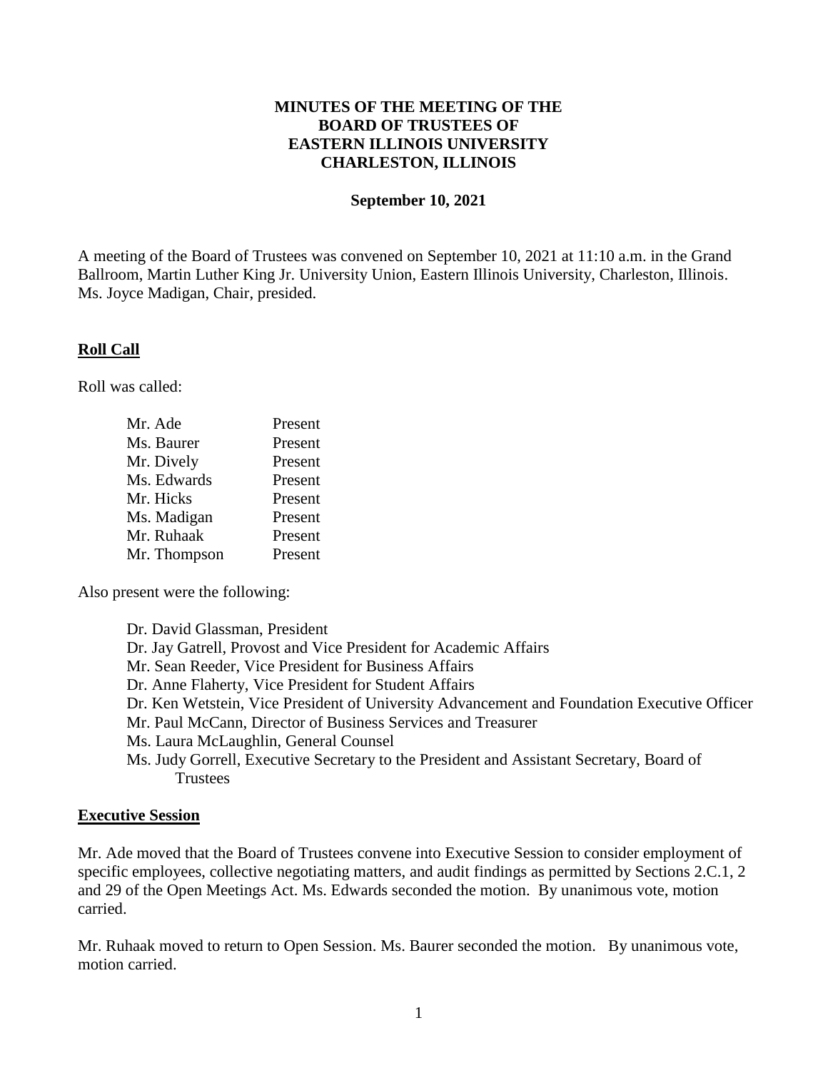**MINUTES OF THE MEETING OF THE BOARD OF TRUSTEES OF EASTERN ILLINOIS UNIVERSITY CHARLESTON, ILLINOIS**

**September 10, 2021**

A meeting of the Board of Trustees was convened on September 10, 2021 at 11:10 a.m. in the Grand Ballroom, Martin Luther King Jr. University Union, Eastern Illinois University, Charleston, Illinois. Ms. Joyce Madigan, Chair, presided.

## Roll Call

Roll was called:

| | |
|---|---|
| Mr. Ade | Present |
| Ms. Baurer | Present |
| Mr. Dively | Present |
| Ms. Edwards | Present |
| Mr. Hicks | Present |
| Ms. Madigan | Present |
| Mr. Ruhaak | Present |
| Mr. Thompson | Present |

Also present were the following:

- Dr. David Glassman, President
- Dr. Jay Gatrell, Provost and Vice President for Academic Affairs
- Mr. Sean Reeder, Vice President for Business Affairs
- Dr. Anne Flaherty, Vice President for Student Affairs
- Dr. Ken Wetstein, Vice President of University Advancement and Foundation Executive Officer
- Mr. Paul McCann, Director of Business Services and Treasurer
- Ms. Laura McLaughlin, General Counsel
- Ms. Judy Gorrell, Executive Secretary to the President and Assistant Secretary, Board of Trustees

## Executive Session

Mr. Ade moved that the Board of Trustees convene into Executive Session to consider employment of specific employees, collective negotiating matters, and audit findings as permitted by Sections 2.C.1, 2 and 29 of the Open Meetings Act. Ms. Edwards seconded the motion. By unanimous vote, motion carried.

Mr. Ruhaak moved to return to Open Session. Ms. Baurer seconded the motion. By unanimous vote, motion carried.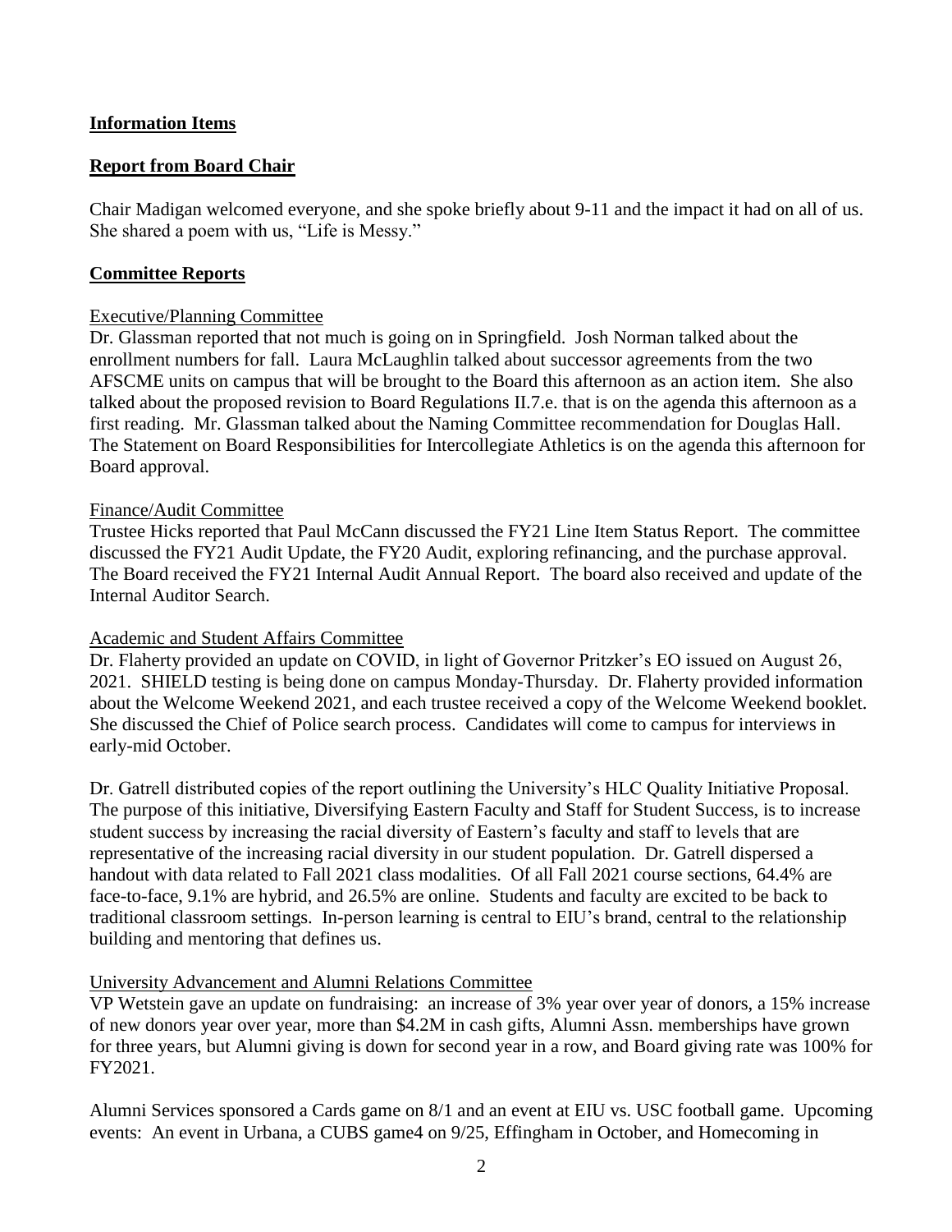## **Information Items**

## **Report from Board Chair**

Chair Madigan welcomed everyone, and she spoke briefly about 9-11 and the impact it had on all of us. She shared a poem with us, "Life is Messy."

## **Committee Reports**

### Executive/Planning Committee

Dr. Glassman reported that not much is going on in Springfield. Josh Norman talked about the enrollment numbers for fall. Laura McLaughlin talked about successor agreements from the two AFSCME units on campus that will be brought to the Board this afternoon as an action item. She also talked about the proposed revision to Board Regulations II.7.e. that is on the agenda this afternoon as a first reading. Mr. Glassman talked about the Naming Committee recommendation for Douglas Hall. The Statement on Board Responsibilities for Intercollegiate Athletics is on the agenda this afternoon for Board approval.

### Finance/Audit Committee

Trustee Hicks reported that Paul McCann discussed the FY21 Line Item Status Report. The committee discussed the FY21 Audit Update, the FY20 Audit, exploring refinancing, and the purchase approval. The Board received the FY21 Internal Audit Annual Report. The board also received and update of the Internal Auditor Search.

### Academic and Student Affairs Committee

Dr. Flaherty provided an update on COVID, in light of Governor Pritzker's EO issued on August 26, 2021. SHIELD testing is being done on campus Monday-Thursday. Dr. Flaherty provided information about the Welcome Weekend 2021, and each trustee received a copy of the Welcome Weekend booklet. She discussed the Chief of Police search process. Candidates will come to campus for interviews in early-mid October.

Dr. Gatrell distributed copies of the report outlining the University's HLC Quality Initiative Proposal. The purpose of this initiative, Diversifying Eastern Faculty and Staff for Student Success, is to increase student success by increasing the racial diversity of Eastern's faculty and staff to levels that are representative of the increasing racial diversity in our student population. Dr. Gatrell dispersed a handout with data related to Fall 2021 class modalities. Of all Fall 2021 course sections, 64.4% are face-to-face, 9.1% are hybrid, and 26.5% are online. Students and faculty are excited to be back to traditional classroom settings. In-person learning is central to EIU's brand, central to the relationship building and mentoring that defines us.

### University Advancement and Alumni Relations Committee

VP Wetstein gave an update on fundraising: an increase of 3% year over year of donors, a 15% increase of new donors year over year, more than $4.2M in cash gifts, Alumni Assn. memberships have grown for three years, but Alumni giving is down for second year in a row, and Board giving rate was 100% for FY2021.

Alumni Services sponsored a Cards game on 8/1 and an event at EIU vs. USC football game. Upcoming events: An event in Urbana, a CUBS game4 on 9/25, Effingham in October, and Homecoming in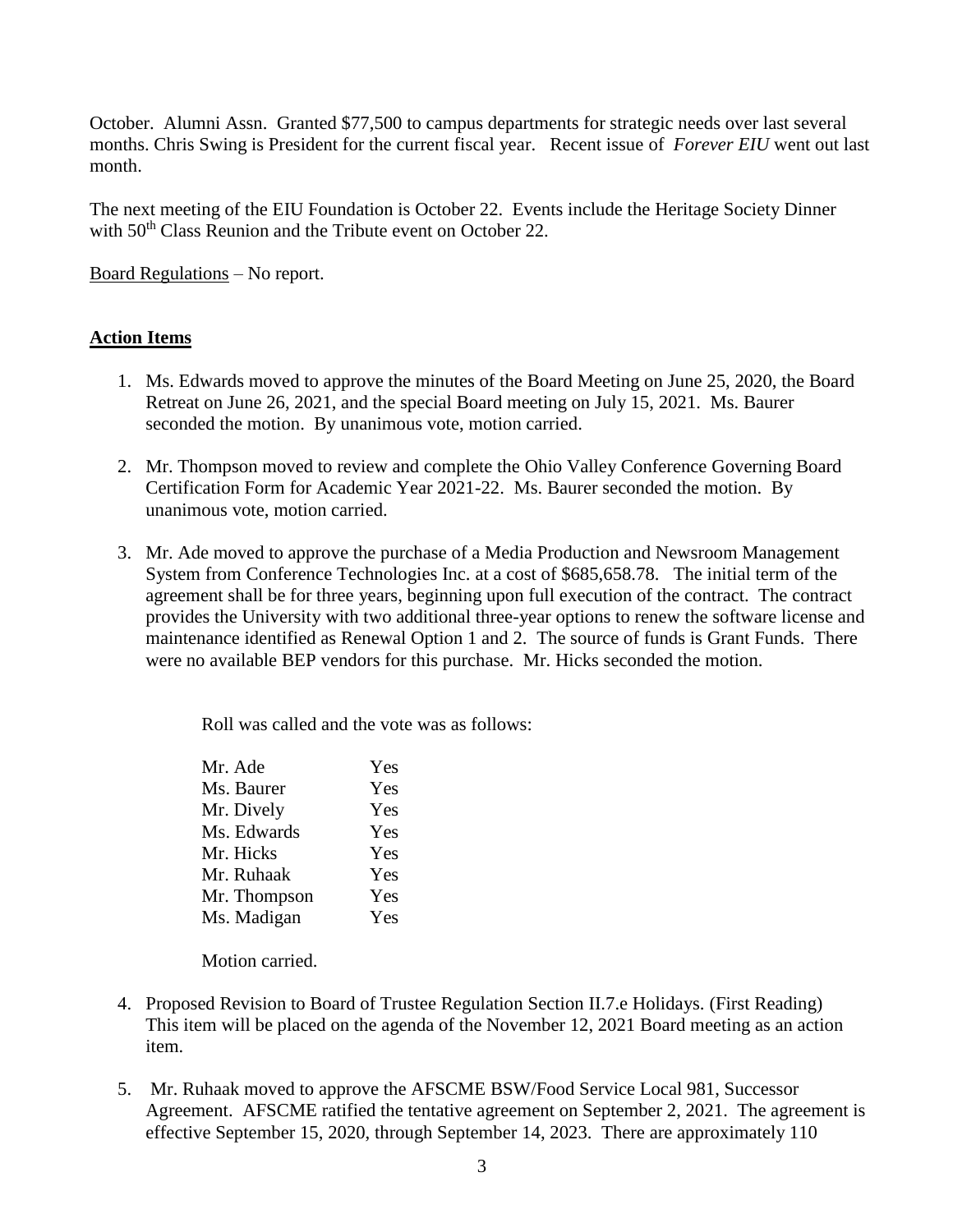October. Alumni Assn. Granted $77,500 to campus departments for strategic needs over last several months. Chris Swing is President for the current fiscal year. Recent issue of *Forever EIU* went out last month.

The next meeting of the EIU Foundation is October 22. Events include the Heritage Society Dinner with 50th Class Reunion and the Tribute event on October 22.

Board Regulations – No report.

**Action Items**

1. Ms. Edwards moved to approve the minutes of the Board Meeting on June 25, 2020, the Board Retreat on June 26, 2021, and the special Board meeting on July 15, 2021. Ms. Baurer seconded the motion. By unanimous vote, motion carried.

2. Mr. Thompson moved to review and complete the Ohio Valley Conference Governing Board Certification Form for Academic Year 2021-22. Ms. Baurer seconded the motion. By unanimous vote, motion carried.

3. Mr. Ade moved to approve the purchase of a Media Production and Newsroom Management System from Conference Technologies Inc. at a cost of $685,658.78. The initial term of the agreement shall be for three years, beginning upon full execution of the contract. The contract provides the University with two additional three-year options to renew the software license and maintenance identified as Renewal Option 1 and 2. The source of funds is Grant Funds. There were no available BEP vendors for this purchase. Mr. Hicks seconded the motion.

   Roll was called and the vote was as follows:

   | | |
   |---|---|
   | Mr. Ade | Yes |
   | Ms. Baurer | Yes |
   | Mr. Dively | Yes |
   | Ms. Edwards | Yes |
   | Mr. Hicks | Yes |
   | Mr. Ruhaak | Yes |
   | Mr. Thompson | Yes |
   | Ms. Madigan | Yes |

   Motion carried.

4. Proposed Revision to Board of Trustee Regulation Section II.7.e Holidays. (First Reading) This item will be placed on the agenda of the November 12, 2021 Board meeting as an action item.

5. Mr. Ruhaak moved to approve the AFSCME BSW/Food Service Local 981, Successor Agreement. AFSCME ratified the tentative agreement on September 2, 2021. The agreement is effective September 15, 2020, through September 14, 2023. There are approximately 110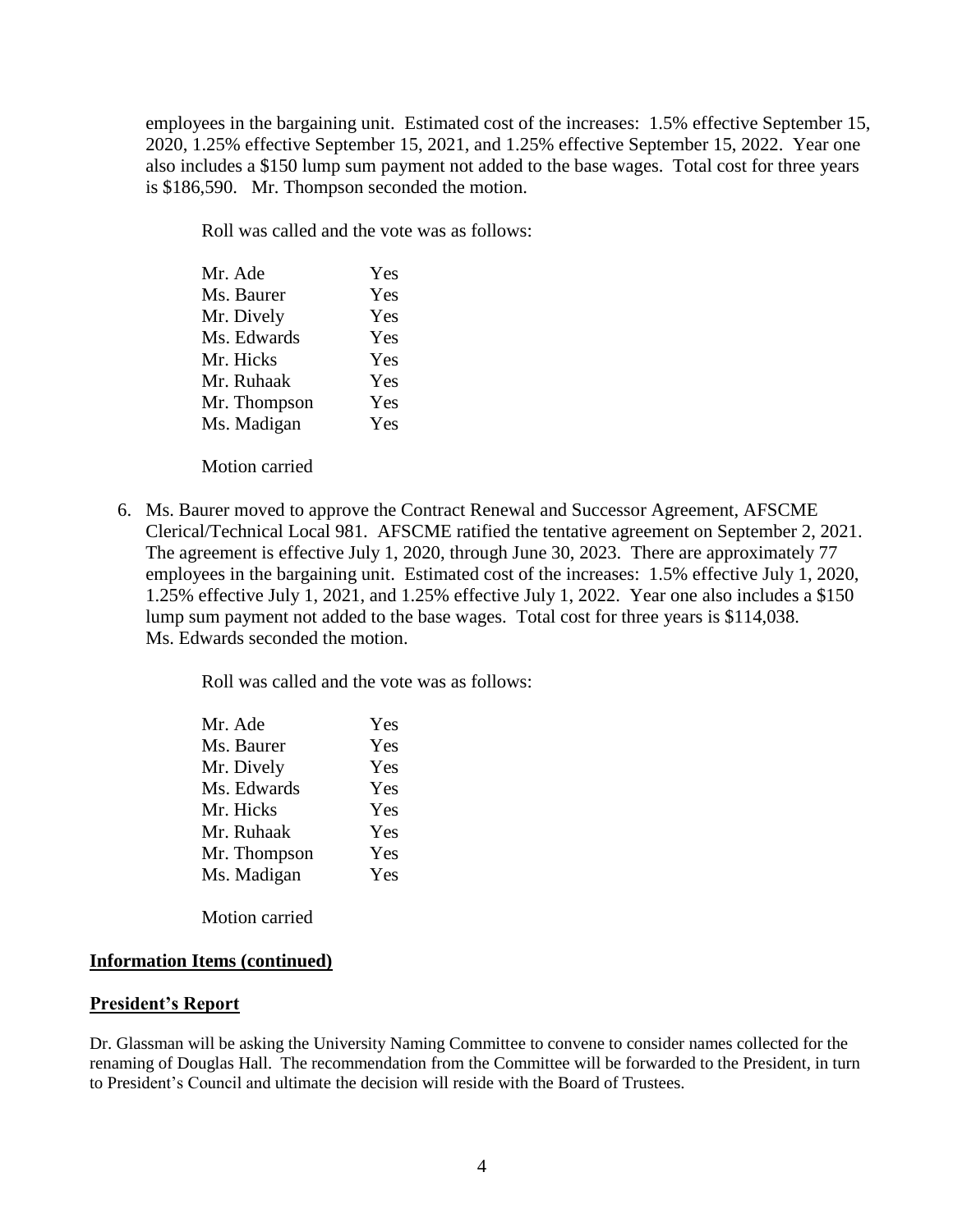employees in the bargaining unit. Estimated cost of the increases: 1.5% effective September 15, 2020, 1.25% effective September 15, 2021, and 1.25% effective September 15, 2022. Year one also includes a $150 lump sum payment not added to the base wages. Total cost for three years is $186,590. Mr. Thompson seconded the motion.

Roll was called and the vote was as follows:

| | |
|---|---|
| Mr. Ade | Yes |
| Ms. Baurer | Yes |
| Mr. Dively | Yes |
| Ms. Edwards | Yes |
| Mr. Hicks | Yes |
| Mr. Ruhaak | Yes |
| Mr. Thompson | Yes |
| Ms. Madigan | Yes |

Motion carried

6. Ms. Baurer moved to approve the Contract Renewal and Successor Agreement, AFSCME Clerical/Technical Local 981. AFSCME ratified the tentative agreement on September 2, 2021. The agreement is effective July 1, 2020, through June 30, 2023. There are approximately 77 employees in the bargaining unit. Estimated cost of the increases: 1.5% effective July 1, 2020, 1.25% effective July 1, 2021, and 1.25% effective July 1, 2022. Year one also includes a $150 lump sum payment not added to the base wages. Total cost for three years is $114,038. Ms. Edwards seconded the motion.

   Roll was called and the vote was as follows:

   | | |
   |---|---|
   | Mr. Ade | Yes |
   | Ms. Baurer | Yes |
   | Mr. Dively | Yes |
   | Ms. Edwards | Yes |
   | Mr. Hicks | Yes |
   | Mr. Ruhaak | Yes |
   | Mr. Thompson | Yes |
   | Ms. Madigan | Yes |

   Motion carried

**Information Items (continued)**

**President's Report**

Dr. Glassman will be asking the University Naming Committee to convene to consider names collected for the renaming of Douglas Hall. The recommendation from the Committee will be forwarded to the President, in turn to President's Council and ultimate the decision will reside with the Board of Trustees.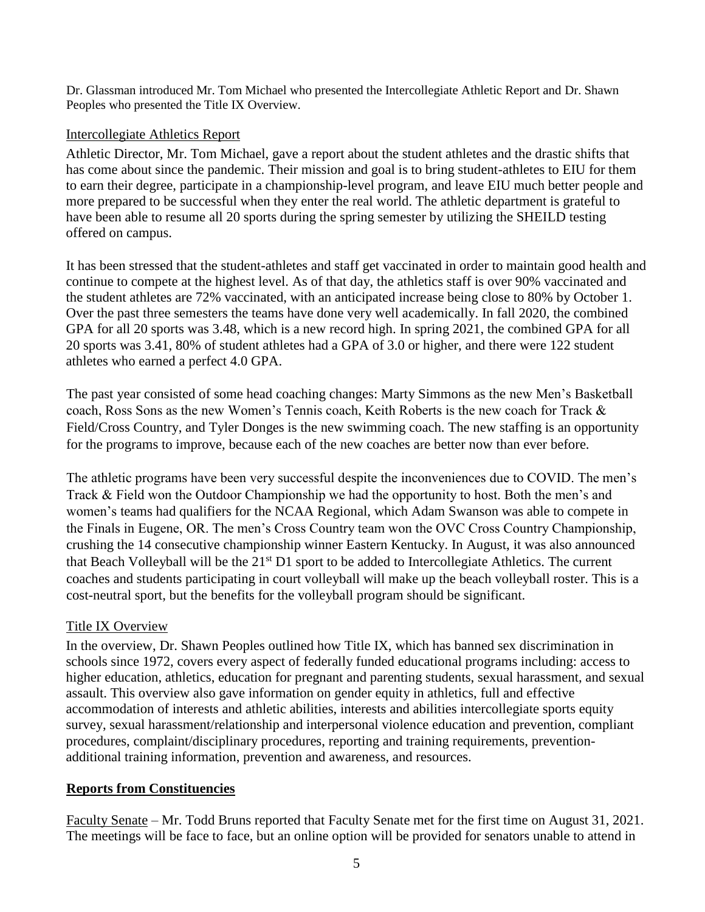Dr. Glassman introduced Mr. Tom Michael who presented the Intercollegiate Athletic Report and Dr. Shawn Peoples who presented the Title IX Overview.

Intercollegiate Athletics Report

Athletic Director, Mr. Tom Michael, gave a report about the student athletes and the drastic shifts that has come about since the pandemic. Their mission and goal is to bring student-athletes to EIU for them to earn their degree, participate in a championship-level program, and leave EIU much better people and more prepared to be successful when they enter the real world. The athletic department is grateful to have been able to resume all 20 sports during the spring semester by utilizing the SHEILD testing offered on campus.

It has been stressed that the student-athletes and staff get vaccinated in order to maintain good health and continue to compete at the highest level. As of that day, the athletics staff is over 90% vaccinated and the student athletes are 72% vaccinated, with an anticipated increase being close to 80% by October 1. Over the past three semesters the teams have done very well academically. In fall 2020, the combined GPA for all 20 sports was 3.48, which is a new record high. In spring 2021, the combined GPA for all 20 sports was 3.41, 80% of student athletes had a GPA of 3.0 or higher, and there were 122 student athletes who earned a perfect 4.0 GPA.

The past year consisted of some head coaching changes: Marty Simmons as the new Men's Basketball coach, Ross Sons as the new Women's Tennis coach, Keith Roberts is the new coach for Track & Field/Cross Country, and Tyler Donges is the new swimming coach. The new staffing is an opportunity for the programs to improve, because each of the new coaches are better now than ever before.

The athletic programs have been very successful despite the inconveniences due to COVID. The men's Track & Field won the Outdoor Championship we had the opportunity to host. Both the men's and women's teams had qualifiers for the NCAA Regional, which Adam Swanson was able to compete in the Finals in Eugene, OR. The men's Cross Country team won the OVC Cross Country Championship, crushing the 14 consecutive championship winner Eastern Kentucky. In August, it was also announced that Beach Volleyball will be the 21st D1 sport to be added to Intercollegiate Athletics. The current coaches and students participating in court volleyball will make up the beach volleyball roster. This is a cost-neutral sport, but the benefits for the volleyball program should be significant.

Title IX Overview

In the overview, Dr. Shawn Peoples outlined how Title IX, which has banned sex discrimination in schools since 1972, covers every aspect of federally funded educational programs including: access to higher education, athletics, education for pregnant and parenting students, sexual harassment, and sexual assault. This overview also gave information on gender equity in athletics, full and effective accommodation of interests and athletic abilities, interests and abilities intercollegiate sports equity survey, sexual harassment/relationship and interpersonal violence education and prevention, compliant procedures, complaint/disciplinary procedures, reporting and training requirements, prevention-additional training information, prevention and awareness, and resources.

## Reports from Constituencies

Faculty Senate – Mr. Todd Bruns reported that Faculty Senate met for the first time on August 31, 2021. The meetings will be face to face, but an online option will be provided for senators unable to attend in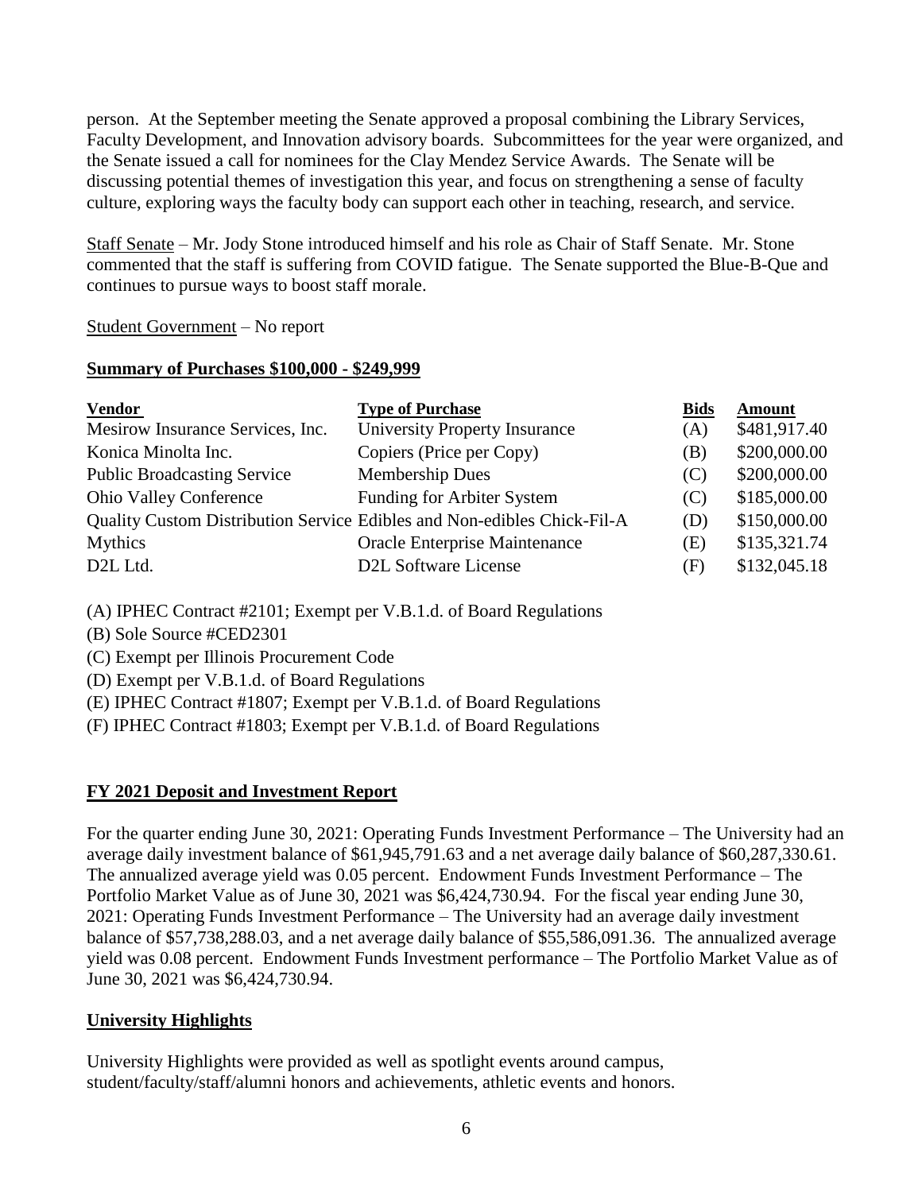person. At the September meeting the Senate approved a proposal combining the Library Services, Faculty Development, and Innovation advisory boards. Subcommittees for the year were organized, and the Senate issued a call for nominees for the Clay Mendez Service Awards. The Senate will be discussing potential themes of investigation this year, and focus on strengthening a sense of faculty culture, exploring ways the faculty body can support each other in teaching, research, and service.

Staff Senate – Mr. Jody Stone introduced himself and his role as Chair of Staff Senate. Mr. Stone commented that the staff is suffering from COVID fatigue. The Senate supported the Blue-B-Que and continues to pursue ways to boost staff morale.

Student Government – No report

**Summary of Purchases $100,000 - $249,999**

| Vendor | Type of Purchase | Bids | Amount |
|---|---|---|---|
| Mesirow Insurance Services, Inc. | University Property Insurance | (A) | $481,917.40 |
| Konica Minolta Inc. | Copiers (Price per Copy) | (B) | $200,000.00 |
| Public Broadcasting Service | Membership Dues | (C) | $200,000.00 |
| Ohio Valley Conference | Funding for Arbiter System | (C) | $185,000.00 |
| Quality Custom Distribution Service | Edibles and Non-edibles Chick-Fil-A | (D) | $150,000.00 |
| Mythics | Oracle Enterprise Maintenance | (E) | $135,321.74 |
| D2L Ltd. | D2L Software License | (F) | $132,045.18 |

(A) IPHEC Contract #2101; Exempt per V.B.1.d. of Board Regulations
(B) Sole Source #CED2301
(C) Exempt per Illinois Procurement Code
(D) Exempt per V.B.1.d. of Board Regulations
(E) IPHEC Contract #1807; Exempt per V.B.1.d. of Board Regulations
(F) IPHEC Contract #1803; Exempt per V.B.1.d. of Board Regulations

**FY 2021 Deposit and Investment Report**

For the quarter ending June 30, 2021: Operating Funds Investment Performance – The University had an average daily investment balance of $61,945,791.63 and a net average daily balance of $60,287,330.61. The annualized average yield was 0.05 percent. Endowment Funds Investment Performance – The Portfolio Market Value as of June 30, 2021 was $6,424,730.94. For the fiscal year ending June 30, 2021: Operating Funds Investment Performance – The University had an average daily investment balance of $57,738,288.03, and a net average daily balance of $55,586,091.36. The annualized average yield was 0.08 percent. Endowment Funds Investment performance – The Portfolio Market Value as of June 30, 2021 was $6,424,730.94.

**University Highlights**

University Highlights were provided as well as spotlight events around campus, student/faculty/staff/alumni honors and achievements, athletic events and honors.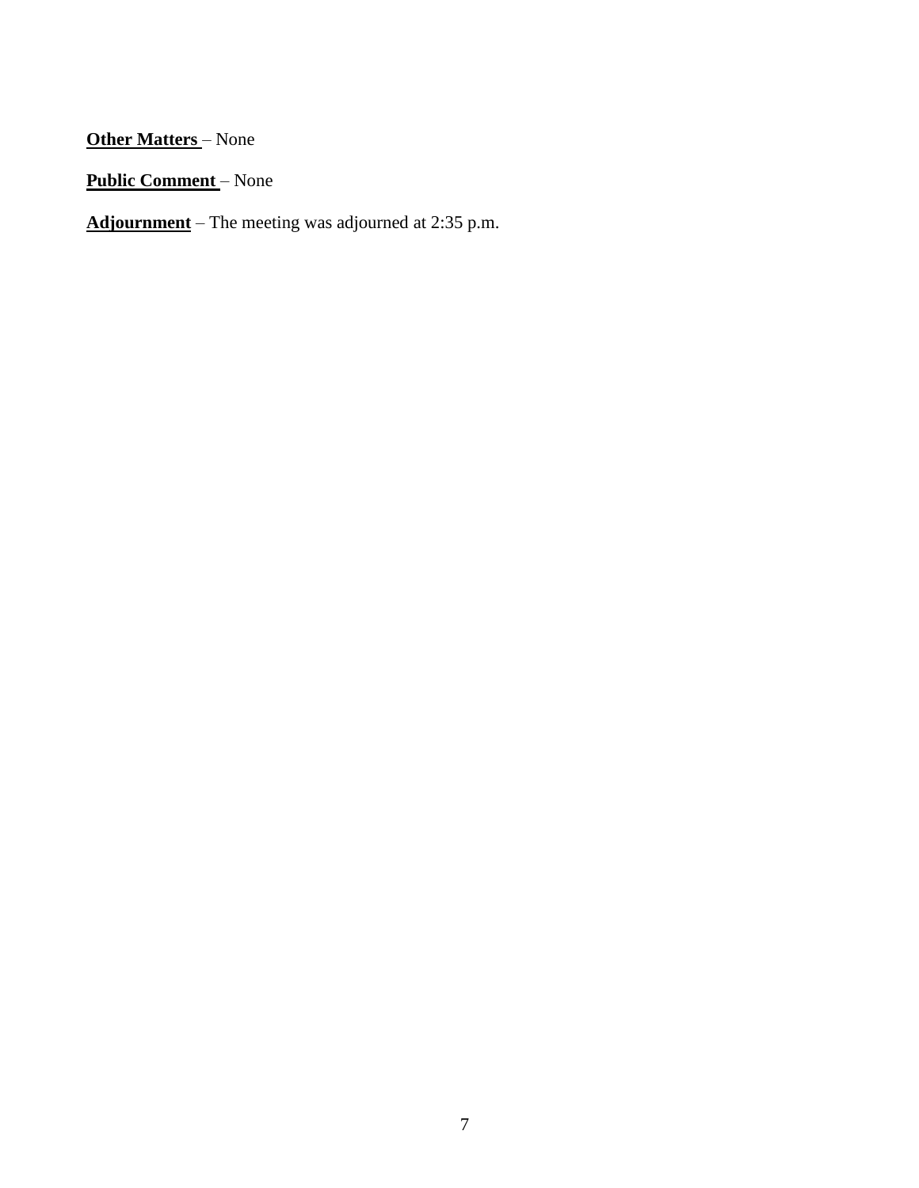**Other Matters** – None

**Public Comment** – None

**Adjournment** – The meeting was adjourned at 2:35 p.m.